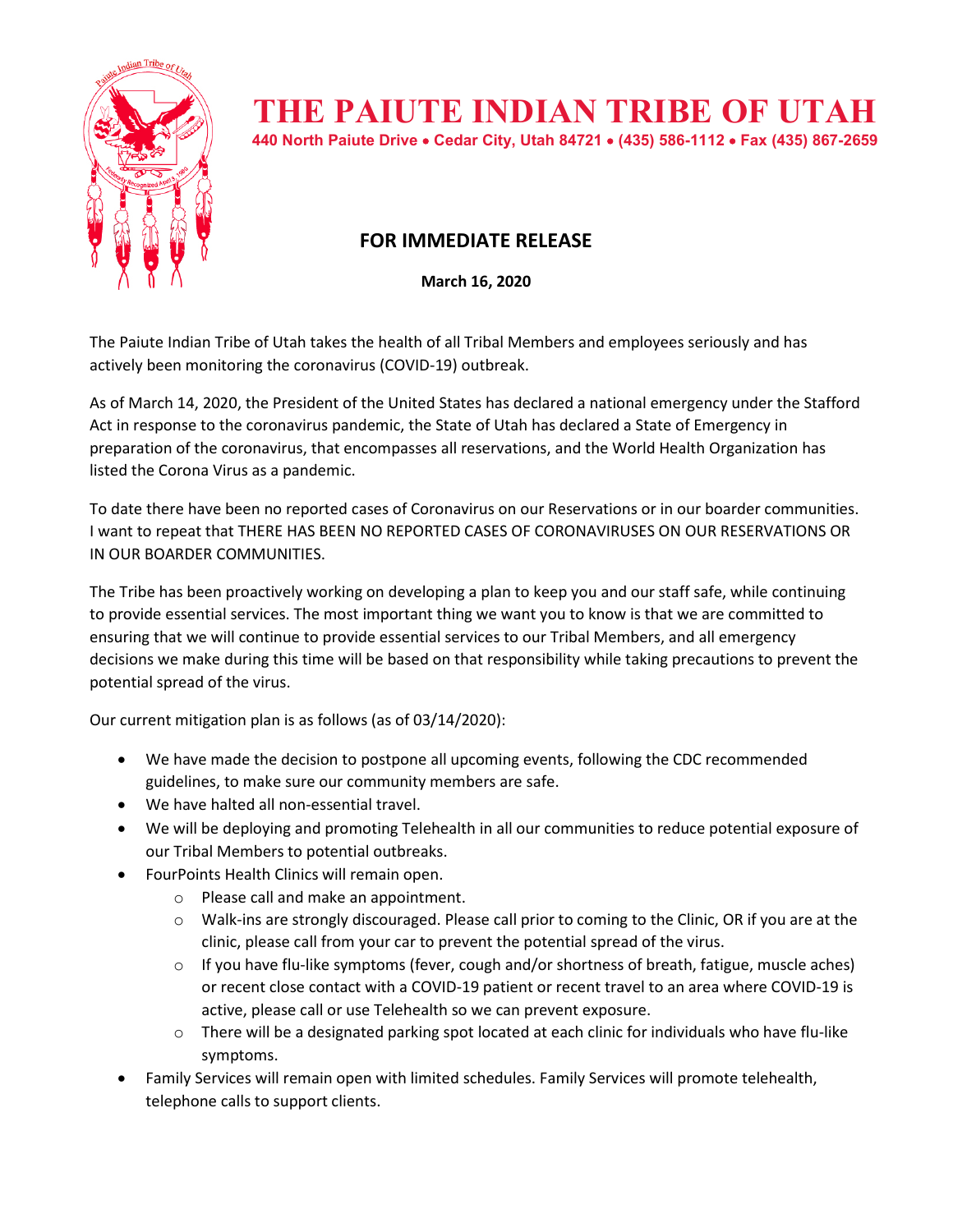# THE PAIUTE INDIAN TRIBE OF UTAH

440 North Paiute Drive • Cedar City, Utah 84721 • (435) 586-1112 • Fax (435) 867-2659

## FOR IMMEDIATE RELEASE

**March 16, 2020**

The Paiute Indian Tribe of Utah takes the health of all Tribal Members and employees seriously and has actively been monitoring the coronavirus (COVID-19) outbreak.

As of March 14, 2020, the President of the United States has declared a national emergency under the Stafford Act in response to the coronavirus pandemic, the State of Utah has declared a State of Emergency in preparation of the coronavirus, that encompasses all reservations, and the World Health Organization has listed the Corona Virus as a pandemic.

To date there have been no reported cases of Coronavirus on our Reservations or in our boarder communities. I want to repeat that THERE HAS BEEN NO REPORTED CASES OF CORONAVIRUSES ON OUR RESERVATIONS OR IN OUR BOARDER COMMUNITIES.

The Tribe has been proactively working on developing a plan to keep you and our staff safe, while continuing to provide essential services. The most important thing we want you to know is that we are committed to ensuring that we will continue to provide essential services to our Tribal Members, and all emergency decisions we make during this time will be based on that responsibility while taking precautions to prevent the potential spread of the virus.

Our current mitigation plan is as follows (as of 03/14/2020):

- We have made the decision to postpone all upcoming events, following the CDC recommended guidelines, to make sure our community members are safe.
- We have halted all non-essential travel.
- We will be deploying and promoting Telehealth in all our communities to reduce potential exposure of our Tribal Members to potential outbreaks.
- FourPoints Health Clinics will remain open.
  - Please call and make an appointment.
  - Walk-ins are strongly discouraged. Please call prior to coming to the Clinic, OR if you are at the clinic, please call from your car to prevent the potential spread of the virus.
  - If you have flu-like symptoms (fever, cough and/or shortness of breath, fatigue, muscle aches) or recent close contact with a COVID-19 patient or recent travel to an area where COVID-19 is active, please call or use Telehealth so we can prevent exposure.
  - There will be a designated parking spot located at each clinic for individuals who have flu-like symptoms.
- Family Services will remain open with limited schedules. Family Services will promote telehealth, telephone calls to support clients.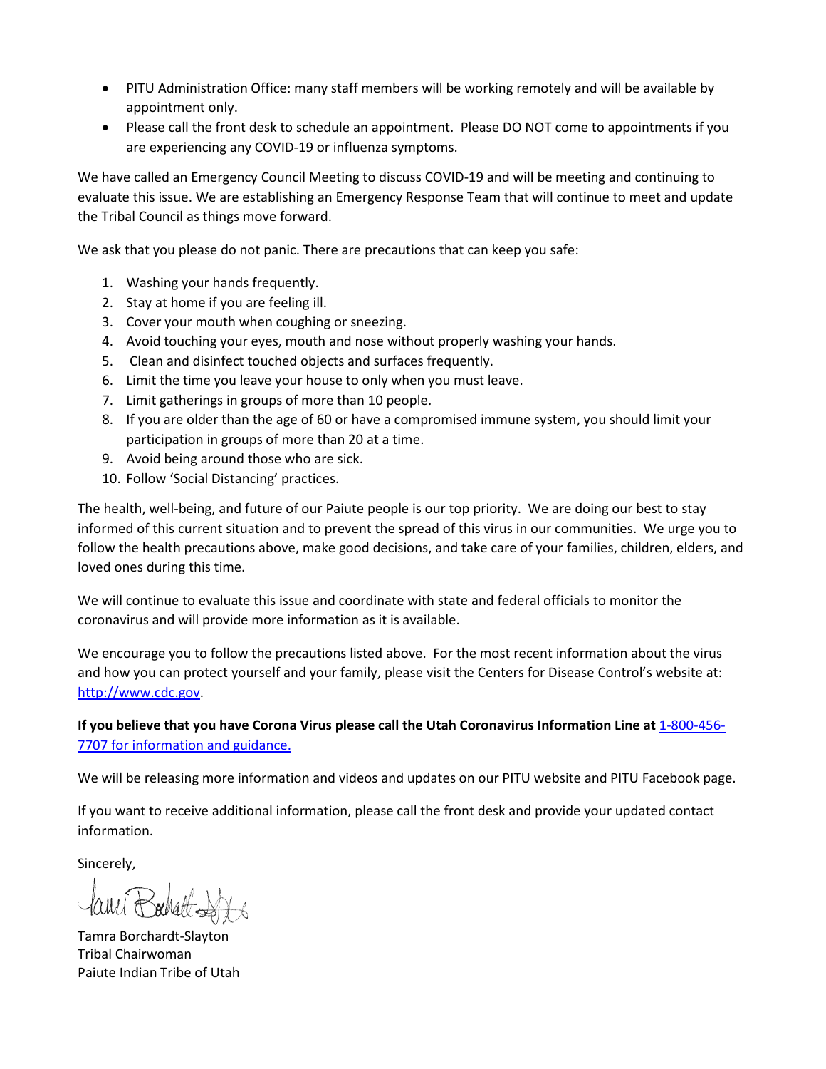- PITU Administration Office: many staff members will be working remotely and will be available by appointment only.
- Please call the front desk to schedule an appointment. Please DO NOT come to appointments if you are experiencing any COVID-19 or influenza symptoms.

We have called an Emergency Council Meeting to discuss COVID-19 and will be meeting and continuing to evaluate this issue. We are establishing an Emergency Response Team that will continue to meet and update the Tribal Council as things move forward.

We ask that you please do not panic. There are precautions that can keep you safe:

1. Washing your hands frequently.
2. Stay at home if you are feeling ill.
3. Cover your mouth when coughing or sneezing.
4. Avoid touching your eyes, mouth and nose without properly washing your hands.
5. Clean and disinfect touched objects and surfaces frequently.
6. Limit the time you leave your house to only when you must leave.
7. Limit gatherings in groups of more than 10 people.
8. If you are older than the age of 60 or have a compromised immune system, you should limit your participation in groups of more than 20 at a time.
9. Avoid being around those who are sick.
10. Follow 'Social Distancing' practices.

The health, well-being, and future of our Paiute people is our top priority. We are doing our best to stay informed of this current situation and to prevent the spread of this virus in our communities. We urge you to follow the health precautions above, make good decisions, and take care of your families, children, elders, and loved ones during this time.

We will continue to evaluate this issue and coordinate with state and federal officials to monitor the coronavirus and will provide more information as it is available.

We encourage you to follow the precautions listed above. For the most recent information about the virus and how you can protect yourself and your family, please visit the Centers for Disease Control's website at: http://www.cdc.gov.

**If you believe that you have Corona Virus please call the Utah Coronavirus Information Line at** 1-800-456-7707 for information and guidance.

We will be releasing more information and videos and updates on our PITU website and PITU Facebook page.

If you want to receive additional information, please call the front desk and provide your updated contact information.

Sincerely,

Tamra Borchardt-Slayton
Tribal Chairwoman
Paiute Indian Tribe of Utah